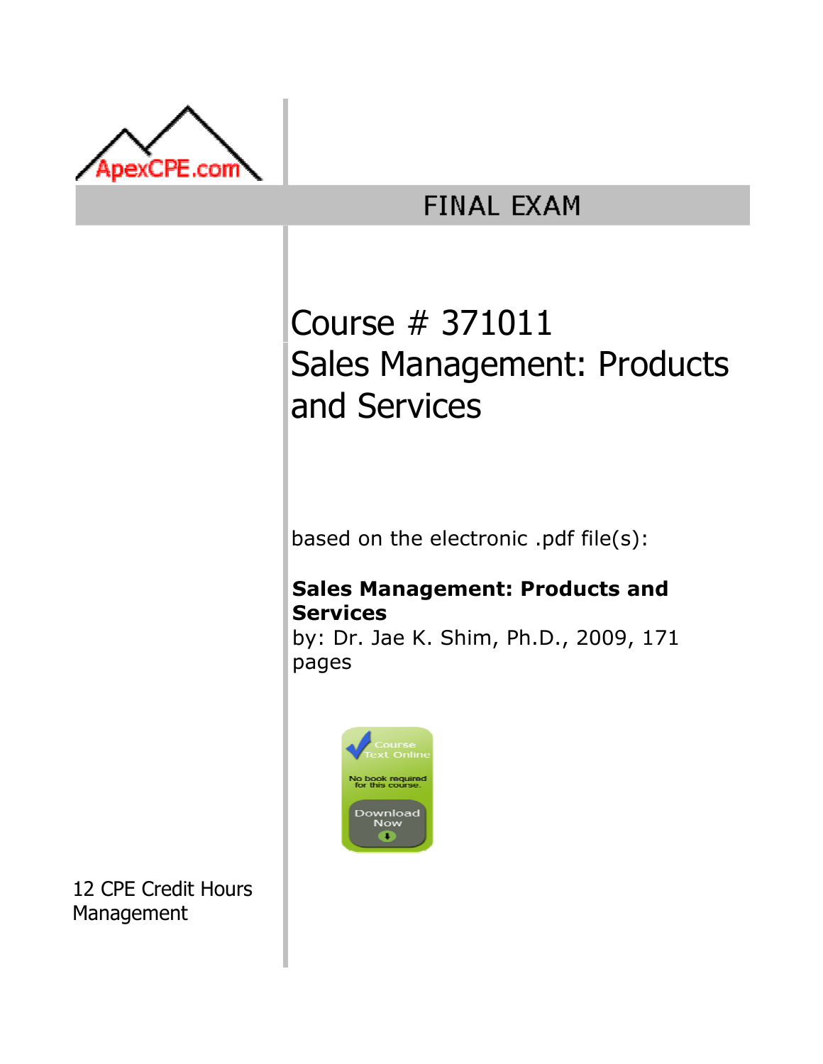ApexCPE.com

# FINAL EXAM

## Course # 371011
## Sales Management: Products and Services

based on the electronic .pdf file(s):

**Sales Management: Products and Services**
by: Dr. Jae K. Shim, Ph.D., 2009, 171 pages

Course Text Online
No book required for this course.
Download Now

12 CPE Credit Hours
Management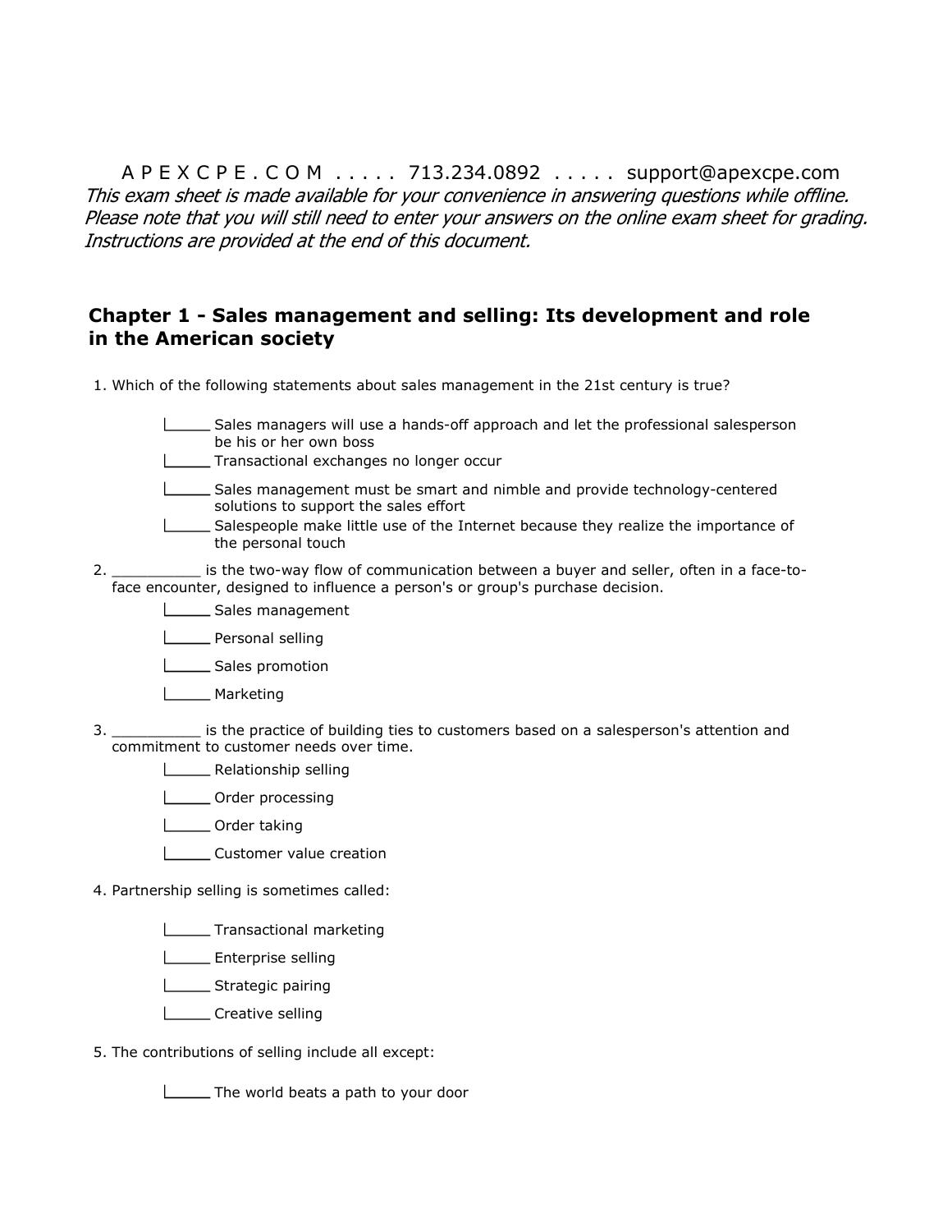A P E X C P E . C O M ..... 713.234.0892 ..... support@apexcpe.com

*This exam sheet is made available for your convenience in answering questions while offline. Please note that you will still need to enter your answers on the online exam sheet for grading. Instructions are provided at the end of this document.*

## Chapter 1 - Sales management and selling: Its development and role in the American society

1. Which of the following statements about sales management in the 21st century is true?

   - _____ Sales managers will use a hands-off approach and let the professional salesperson be his or her own boss
   - _____ Transactional exchanges no longer occur
   - _____ Sales management must be smart and nimble and provide technology-centered solutions to support the sales effort
   - _____ Salespeople make little use of the Internet because they realize the importance of the personal touch

2. __________ is the two-way flow of communication between a buyer and seller, often in a face-to-face encounter, designed to influence a person's or group's purchase decision.

   - _____ Sales management
   - _____ Personal selling
   - _____ Sales promotion
   - _____ Marketing

3. __________ is the practice of building ties to customers based on a salesperson's attention and commitment to customer needs over time.

   - _____ Relationship selling
   - _____ Order processing
   - _____ Order taking
   - _____ Customer value creation

4. Partnership selling is sometimes called:

   - _____ Transactional marketing
   - _____ Enterprise selling
   - _____ Strategic pairing
   - _____ Creative selling

5. The contributions of selling include all except:

   - _____ The world beats a path to your door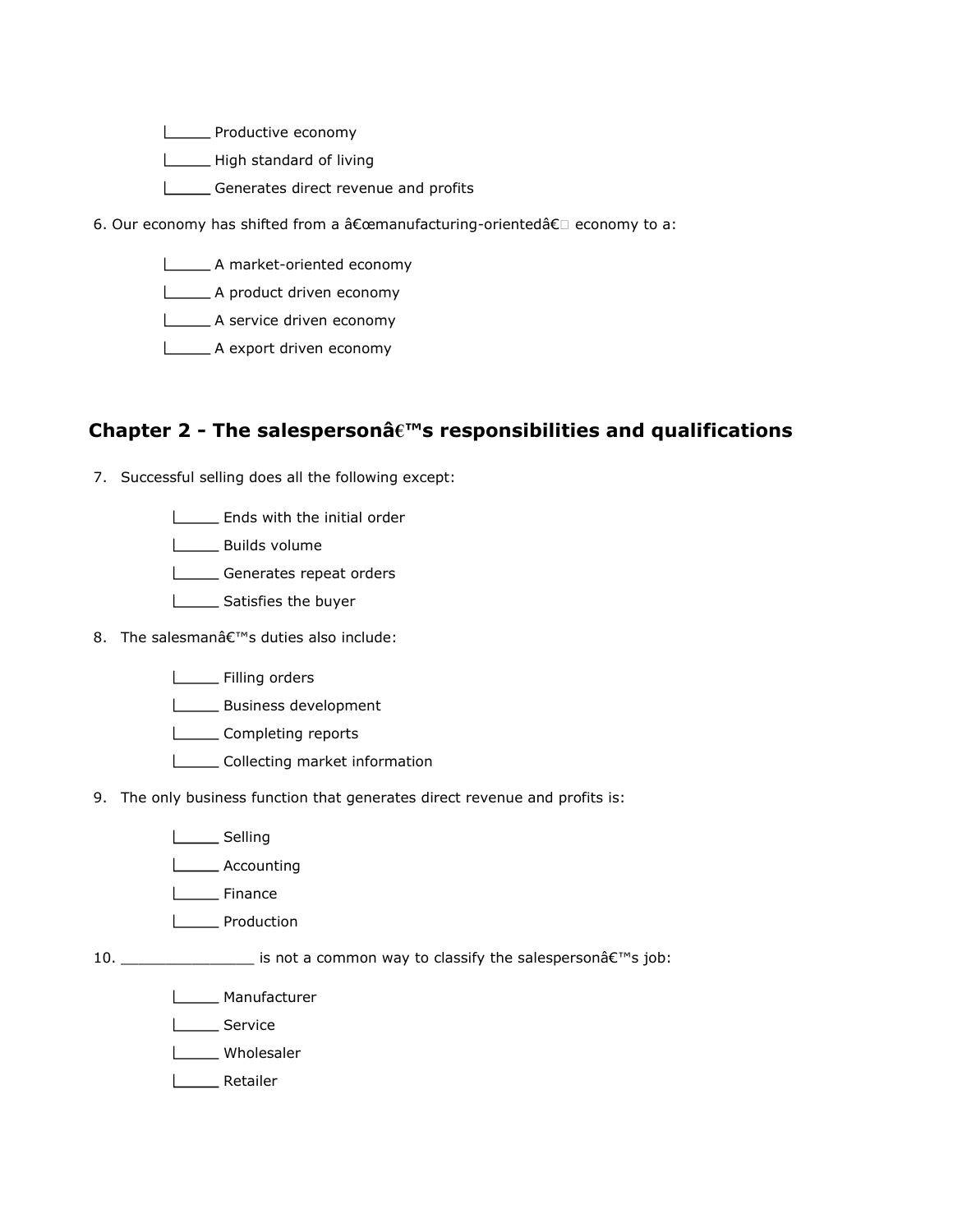|_____ Productive economy

|_____ High standard of living

|_____ Generates direct revenue and profits

6. Our economy has shifted from a â€œmanufacturing-orientedâ€ economy to a:

|_____ A market-oriented economy

|_____ A product driven economy

|_____ A service driven economy

|_____ A export driven economy

## Chapter 2 - The salespersonâ€™s responsibilities and qualifications

7. Successful selling does all the following except:

|_____ Ends with the initial order

|_____ Builds volume

|_____ Generates repeat orders

|_____ Satisfies the buyer

8. The salesmanâ€™s duties also include:

|_____ Filling orders

|_____ Business development

|_____ Completing reports

|_____ Collecting market information

9. The only business function that generates direct revenue and profits is:

|_____ Selling

|_____ Accounting

|_____ Finance

|_____ Production

10. _______________ is not a common way to classify the salespersonâ€™s job:

|_____ Manufacturer

|_____ Service

|_____ Wholesaler

|_____ Retailer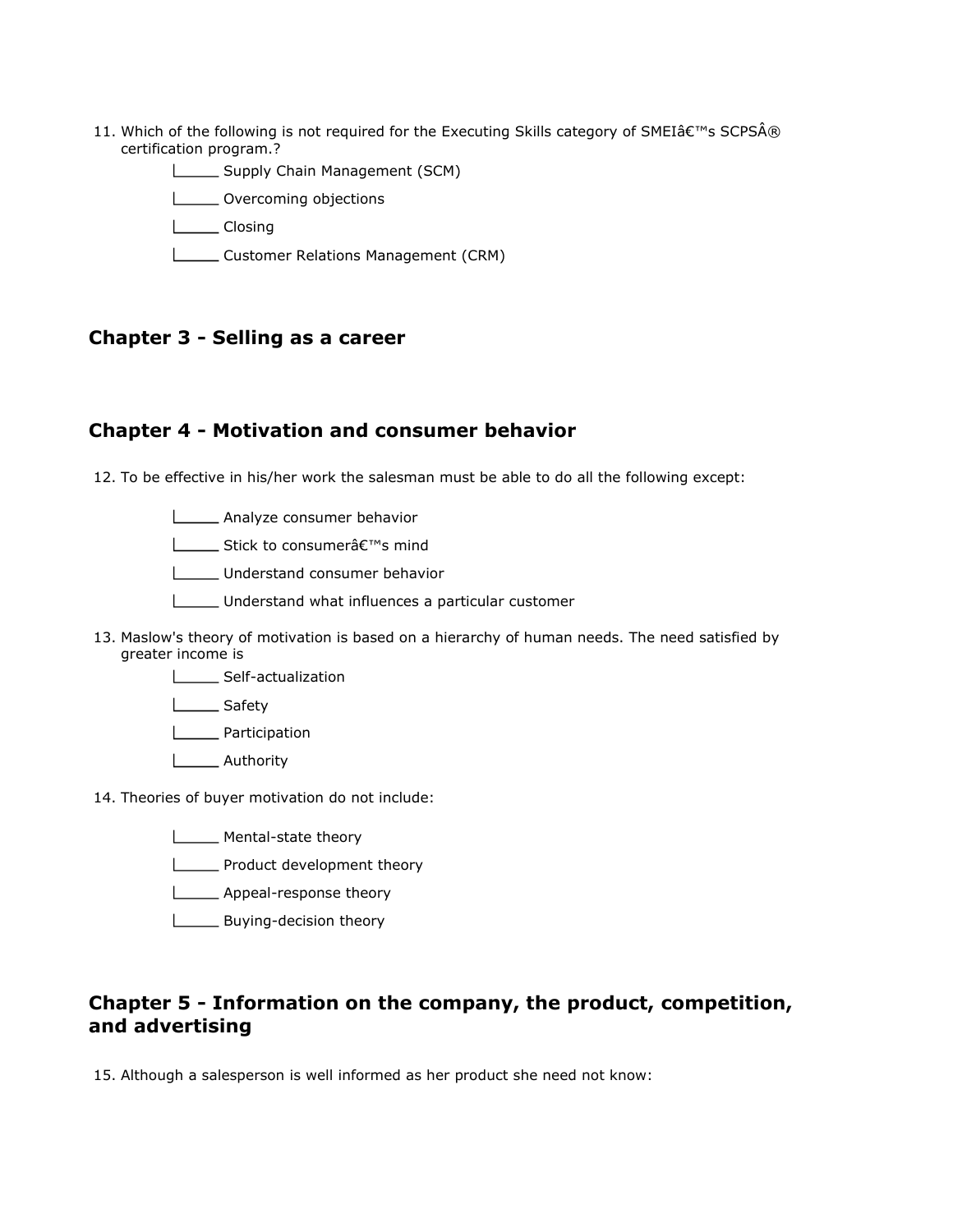11. Which of the following is not required for the Executing Skills category of SMEIâ€™s SCPSÂ® certification program.?

    - _____ Supply Chain Management (SCM)
    - _____ Overcoming objections
    - _____ Closing
    - _____ Customer Relations Management (CRM)

## Chapter 3 - Selling as a career

## Chapter 4 - Motivation and consumer behavior

12. To be effective in his/her work the salesman must be able to do all the following except:

    - _____ Analyze consumer behavior
    - _____ Stick to consumerâ€™s mind
    - _____ Understand consumer behavior
    - _____ Understand what influences a particular customer

13. Maslow's theory of motivation is based on a hierarchy of human needs. The need satisfied by greater income is

    - _____ Self-actualization
    - _____ Safety
    - _____ Participation
    - _____ Authority

14. Theories of buyer motivation do not include:

    - _____ Mental-state theory
    - _____ Product development theory
    - _____ Appeal-response theory
    - _____ Buying-decision theory

## Chapter 5 - Information on the company, the product, competition, and advertising

15. Although a salesperson is well informed as her product she need not know: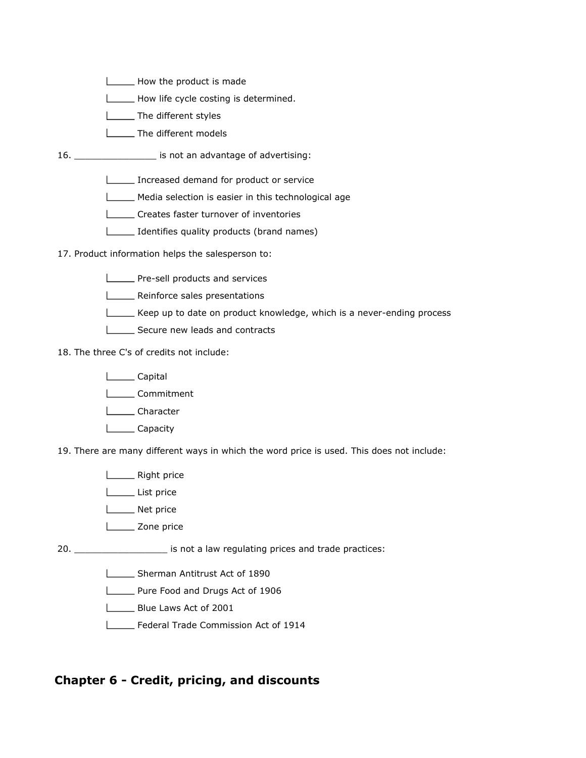- [ ] How the product is made
- [ ] How life cycle costing is determined.
- [ ] The different styles
- [ ] The different models

16. _______________ is not an advantage of advertising:

- [ ] Increased demand for product or service
- [ ] Media selection is easier in this technological age
- [ ] Creates faster turnover of inventories
- [ ] Identifies quality products (brand names)

17. Product information helps the salesperson to:

- [ ] Pre-sell products and services
- [ ] Reinforce sales presentations
- [ ] Keep up to date on product knowledge, which is a never-ending process
- [ ] Secure new leads and contracts

18. The three C's of credits not include:

- [ ] Capital
- [ ] Commitment
- [ ] Character
- [ ] Capacity

19. There are many different ways in which the word price is used. This does not include:

- [ ] Right price
- [ ] List price
- [ ] Net price
- [ ] Zone price

20. _________________ is not a law regulating prices and trade practices:

- [ ] Sherman Antitrust Act of 1890
- [ ] Pure Food and Drugs Act of 1906
- [ ] Blue Laws Act of 2001
- [ ] Federal Trade Commission Act of 1914

## Chapter 6 - Credit, pricing, and discounts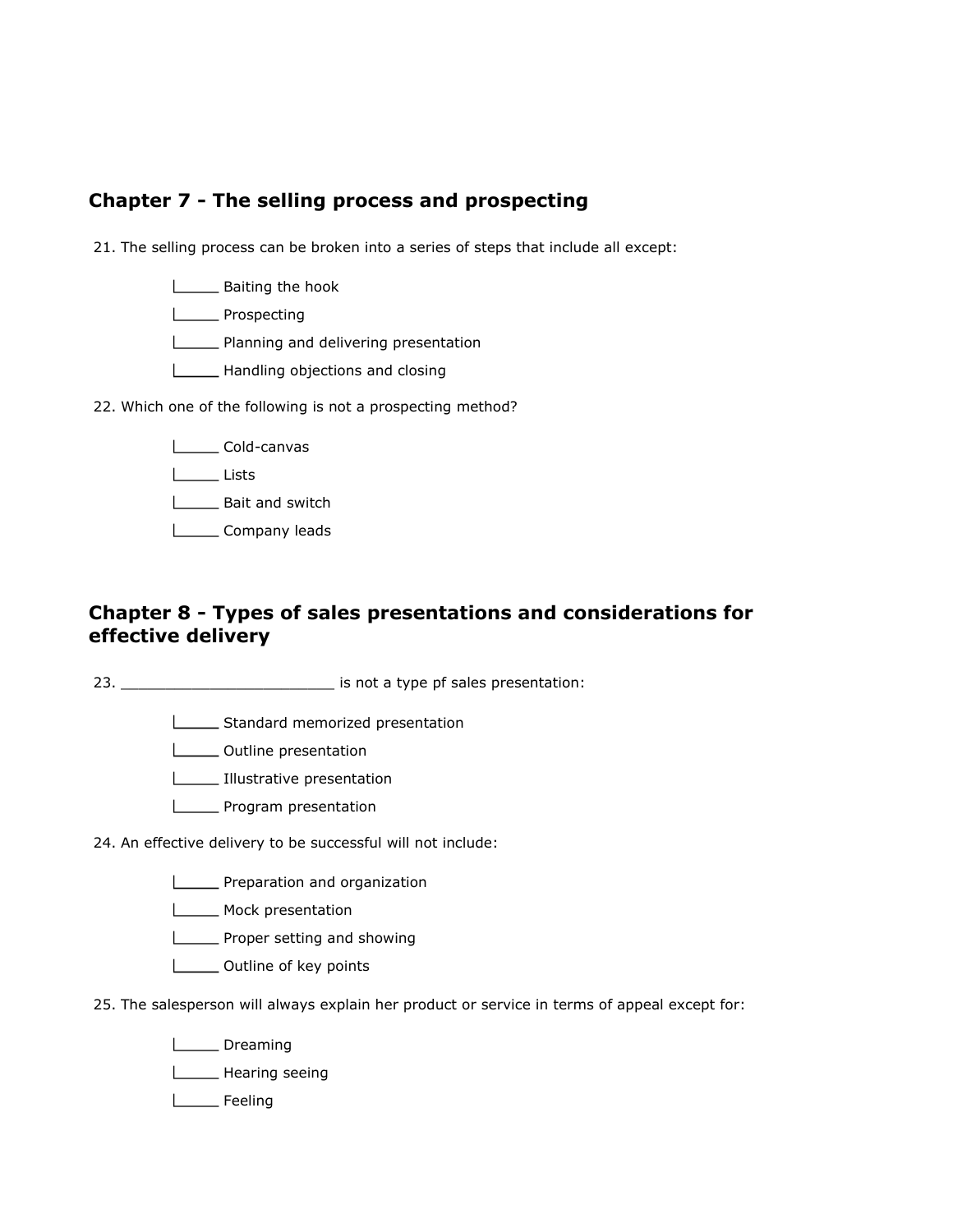## Chapter 7 - The selling process and prospecting

21. The selling process can be broken into a series of steps that include all except:

- _____ Baiting the hook
- _____ Prospecting
- _____ Planning and delivering presentation
- _____ Handling objections and closing

22. Which one of the following is not a prospecting method?

- _____ Cold-canvas
- _____ Lists
- _____ Bait and switch
- _____ Company leads

## Chapter 8 - Types of sales presentations and considerations for effective delivery

23. ________________________ is not a type pf sales presentation:

- _____ Standard memorized presentation
- _____ Outline presentation
- _____ Illustrative presentation
- _____ Program presentation

24. An effective delivery to be successful will not include:

- _____ Preparation and organization
- _____ Mock presentation
- _____ Proper setting and showing
- _____ Outline of key points

25. The salesperson will always explain her product or service in terms of appeal except for:

- _____ Dreaming
- _____ Hearing seeing
- _____ Feeling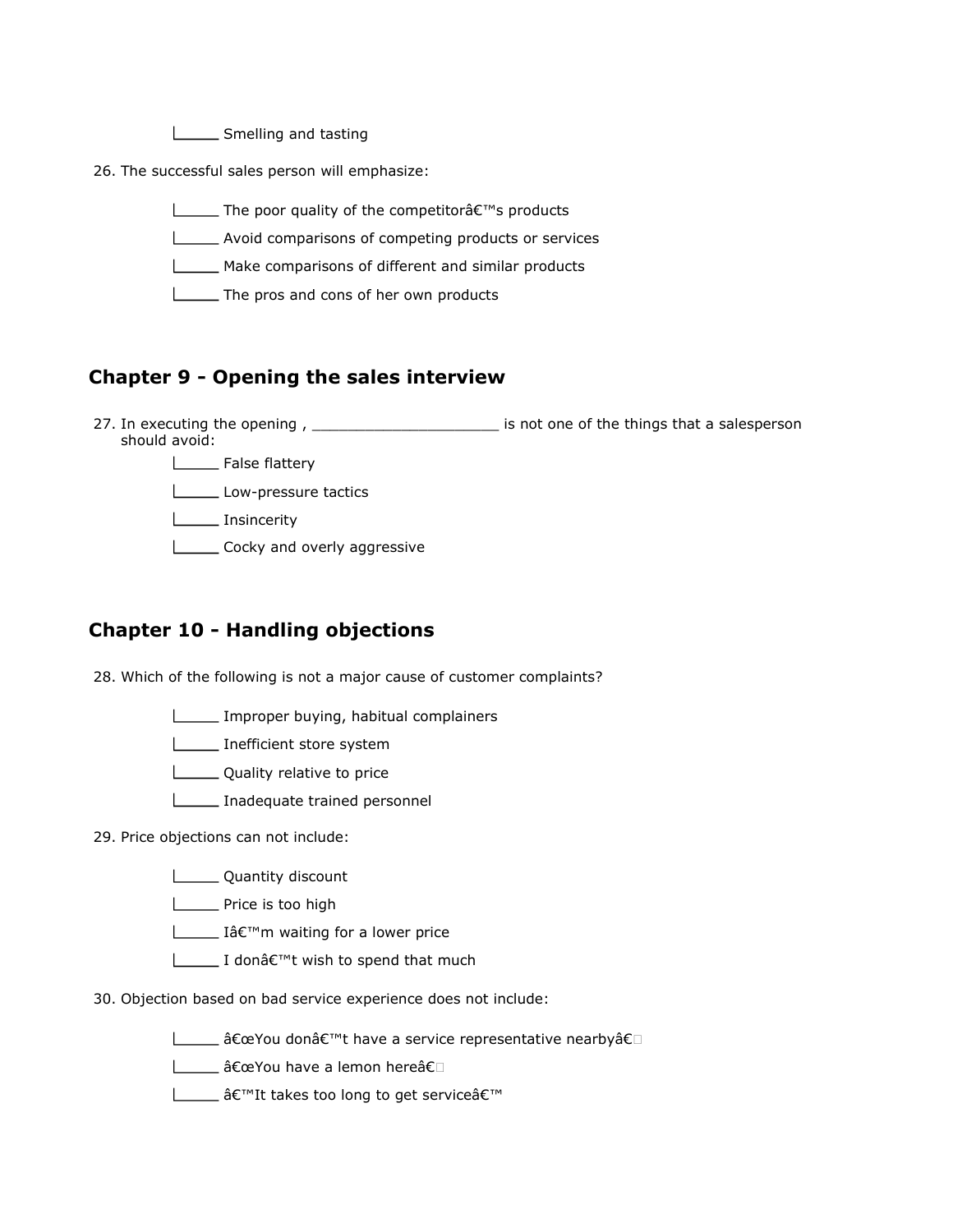|_____ Smelling and tasting

26. The successful sales person will emphasize:

|_____ The poor quality of the competitorâ€™s products

|_____ Avoid comparisons of competing products or services

|_____ Make comparisons of different and similar products

|_____ The pros and cons of her own products

## Chapter 9 - Opening the sales interview

27. In executing the opening , _____________________ is not one of the things that a salesperson should avoid:

|_____ False flattery

|_____ Low-pressure tactics

|_____ Insincerity

|_____ Cocky and overly aggressive

## Chapter 10 - Handling objections

28. Which of the following is not a major cause of customer complaints?

|_____ Improper buying, habitual complainers

|_____ Inefficient store system

|_____ Quality relative to price

|_____ Inadequate trained personnel

29. Price objections can not include:

|_____ Quantity discount

|_____ Price is too high

|_____ Iâ€™m waiting for a lower price

|_____ I donâ€™t wish to spend that much

30. Objection based on bad service experience does not include:

|_____ â€œYou donâ€™t have a service representative nearbyâ€

|_____ â€œYou have a lemon hereâ€

|_____ â€™It takes too long to get serviceâ€™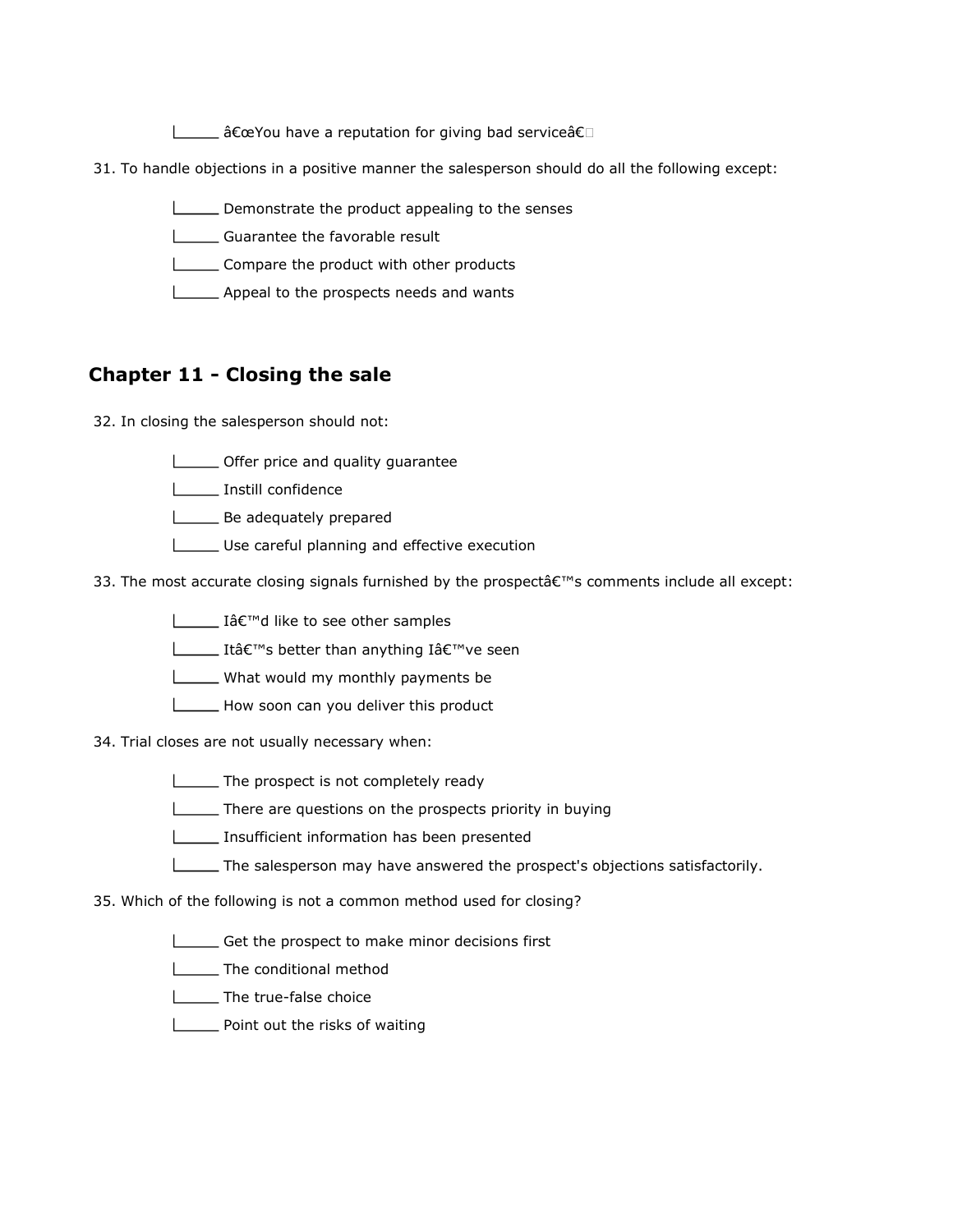_____ â€œYou have a reputation for giving bad serviceâ€

31. To handle objections in a positive manner the salesperson should do all the following except:

_____ Demonstrate the product appealing to the senses

_____ Guarantee the favorable result

_____ Compare the product with other products

_____ Appeal to the prospects needs and wants

## Chapter 11 - Closing the sale

32. In closing the salesperson should not:

_____ Offer price and quality guarantee

_____ Instill confidence

_____ Be adequately prepared

_____ Use careful planning and effective execution

33. The most accurate closing signals furnished by the prospectâ€™s comments include all except:

_____ Iâ€™d like to see other samples

_____ Itâ€™s better than anything Iâ€™ve seen

_____ What would my monthly payments be

_____ How soon can you deliver this product

34. Trial closes are not usually necessary when:

_____ The prospect is not completely ready

_____ There are questions on the prospects priority in buying

_____ Insufficient information has been presented

_____ The salesperson may have answered the prospect's objections satisfactorily.

35. Which of the following is not a common method used for closing?

_____ Get the prospect to make minor decisions first

_____ The conditional method

_____ The true-false choice

_____ Point out the risks of waiting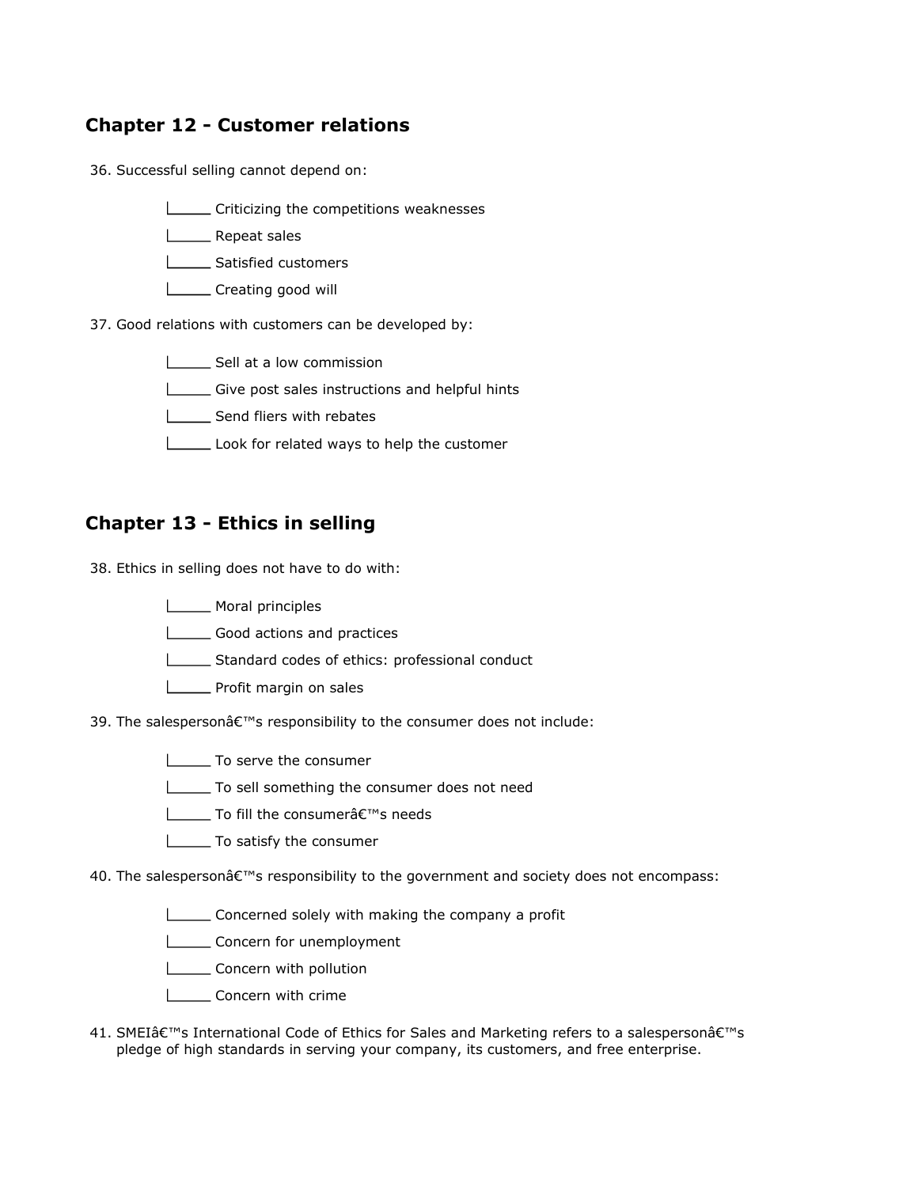## Chapter 12 - Customer relations

36. Successful selling cannot depend on:

    _____ Criticizing the competitions weaknesses

    _____ Repeat sales

    _____ Satisfied customers

    _____ Creating good will

37. Good relations with customers can be developed by:

    _____ Sell at a low commission

    _____ Give post sales instructions and helpful hints

    _____ Send fliers with rebates

    _____ Look for related ways to help the customer

## Chapter 13 - Ethics in selling

38. Ethics in selling does not have to do with:

    _____ Moral principles

    _____ Good actions and practices

    _____ Standard codes of ethics: professional conduct

    _____ Profit margin on sales

39. The salespersonâ€™s responsibility to the consumer does not include:

    _____ To serve the consumer

    _____ To sell something the consumer does not need

    _____ To fill the consumerâ€™s needs

    _____ To satisfy the consumer

40. The salespersonâ€™s responsibility to the government and society does not encompass:

    _____ Concerned solely with making the company a profit

    _____ Concern for unemployment

    _____ Concern with pollution

    _____ Concern with crime

41. SMEIâ€™s International Code of Ethics for Sales and Marketing refers to a salespersonâ€™s pledge of high standards in serving your company, its customers, and free enterprise.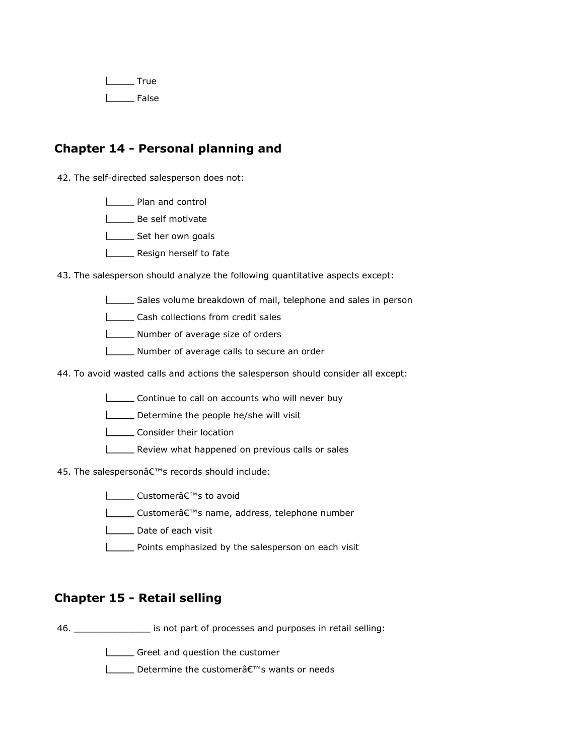- [ ] True
- [ ] False

## Chapter 14 - Personal planning and

42. The self-directed salesperson does not:

- [ ] Plan and control
- [ ] Be self motivate
- [ ] Set her own goals
- [ ] Resign herself to fate

43. The salesperson should analyze the following quantitative aspects except:

- [ ] Sales volume breakdown of mail, telephone and sales in person
- [ ] Cash collections from credit sales
- [ ] Number of average size of orders
- [ ] Number of average calls to secure an order

44. To avoid wasted calls and actions the salesperson should consider all except:

- [ ] Continue to call on accounts who will never buy
- [ ] Determine the people he/she will visit
- [ ] Consider their location
- [ ] Review what happened on previous calls or sales

45. The salespersonâ€™s records should include:

- [ ] Customerâ€™s to avoid
- [ ] Customerâ€™s name, address, telephone number
- [ ] Date of each visit
- [ ] Points emphasized by the salesperson on each visit

## Chapter 15 - Retail selling

46. ______________ is not part of processes and purposes in retail selling:

- [ ] Greet and question the customer
- [ ] Determine the customerâ€™s wants or needs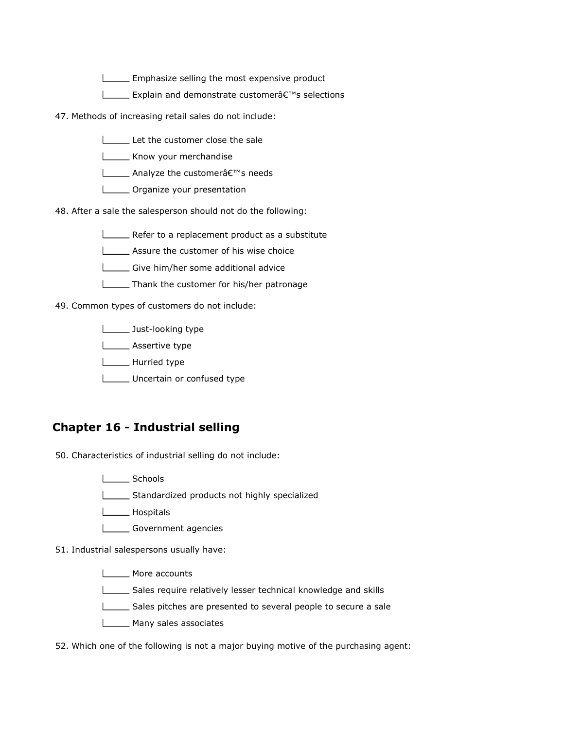_____ Emphasize selling the most expensive product

_____ Explain and demonstrate customerâ€™s selections

47. Methods of increasing retail sales do not include:

_____ Let the customer close the sale

_____ Know your merchandise

_____ Analyze the customerâ€™s needs

_____ Organize your presentation

48. After a sale the salesperson should not do the following:

_____ Refer to a replacement product as a substitute

_____ Assure the customer of his wise choice

_____ Give him/her some additional advice

_____ Thank the customer for his/her patronage

49. Common types of customers do not include:

_____ Just-looking type

_____ Assertive type

_____ Hurried type

_____ Uncertain or confused type

## Chapter 16 - Industrial selling

50. Characteristics of industrial selling do not include:

_____ Schools

_____ Standardized products not highly specialized

_____ Hospitals

_____ Government agencies

51. Industrial salespersons usually have:

_____ More accounts

_____ Sales require relatively lesser technical knowledge and skills

_____ Sales pitches are presented to several people to secure a sale

_____ Many sales associates

52. Which one of the following is not a major buying motive of the purchasing agent: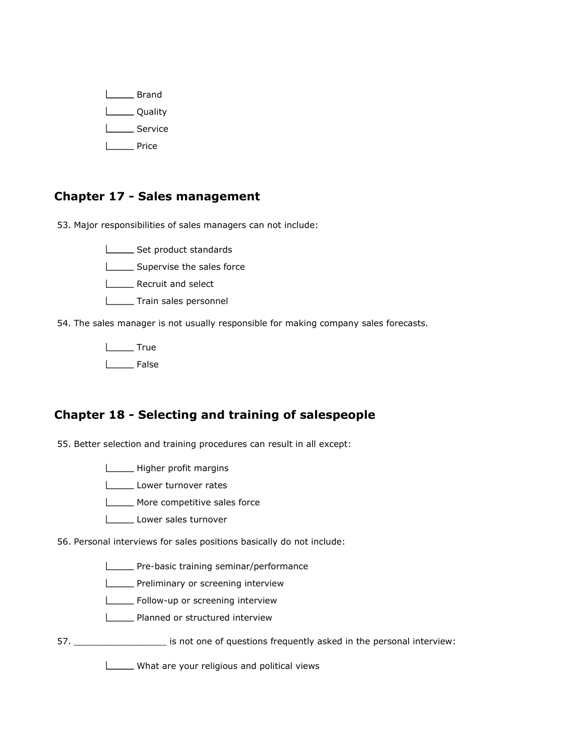- Brand
- Quality
- Service
- Price

## Chapter 17 - Sales management

53. Major responsibilities of sales managers can not include:

- Set product standards
- Supervise the sales force
- Recruit and select
- Train sales personnel

54. The sales manager is not usually responsible for making company sales forecasts.

- True
- False

## Chapter 18 - Selecting and training of salespeople

55. Better selection and training procedures can result in all except:

- Higher profit margins
- Lower turnover rates
- More competitive sales force
- Lower sales turnover

56. Personal interviews for sales positions basically do not include:

- Pre-basic training seminar/performance
- Preliminary or screening interview
- Follow-up or screening interview
- Planned or structured interview

57. _________________ is not one of questions frequently asked in the personal interview:

- What are your religious and political views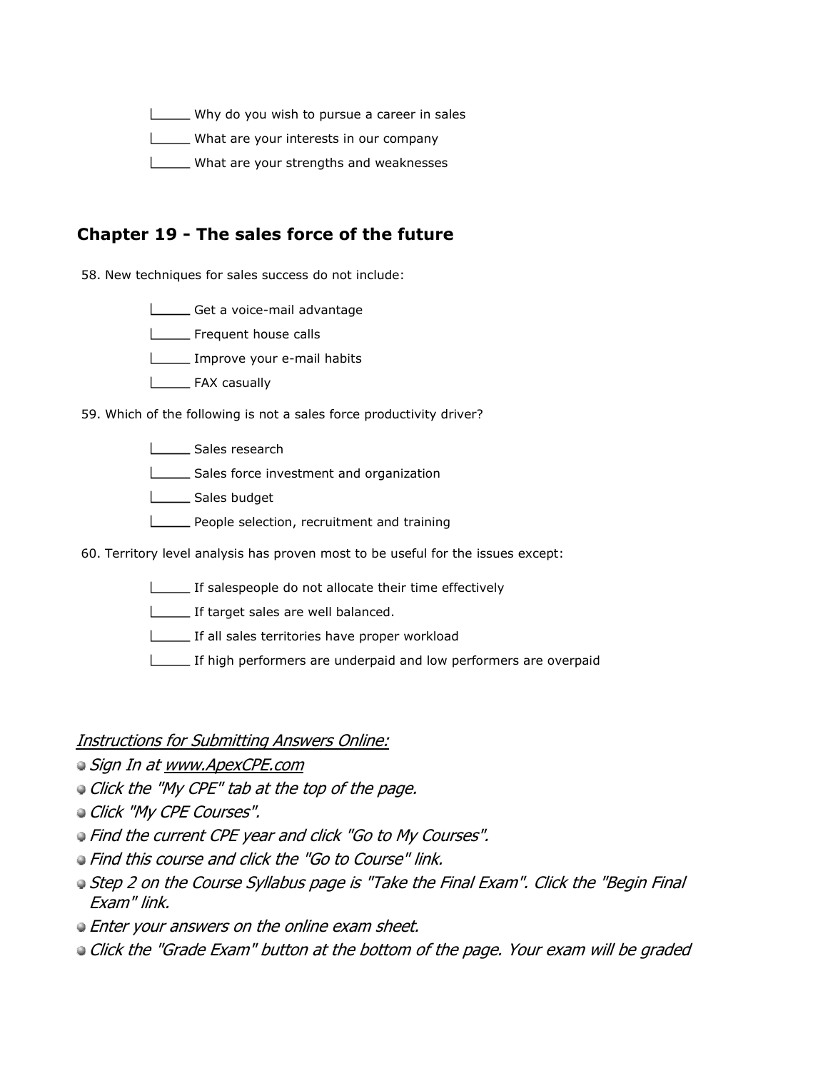- _____ Why do you wish to pursue a career in sales
- _____ What are your interests in our company
- _____ What are your strengths and weaknesses

## Chapter 19 - The sales force of the future

58. New techniques for sales success do not include:

- _____ Get a voice-mail advantage
- _____ Frequent house calls
- _____ Improve your e-mail habits
- _____ FAX casually

59. Which of the following is not a sales force productivity driver?

- _____ Sales research
- _____ Sales force investment and organization
- _____ Sales budget
- _____ People selection, recruitment and training

60. Territory level analysis has proven most to be useful for the issues except:

- _____ If salespeople do not allocate their time effectively
- _____ If target sales are well balanced.
- _____ If all sales territories have proper workload
- _____ If high performers are underpaid and low performers are overpaid

*Instructions for Submitting Answers Online:*

- *Sign In at www.ApexCPE.com*
- *Click the "My CPE" tab at the top of the page.*
- *Click "My CPE Courses".*
- *Find the current CPE year and click "Go to My Courses".*
- *Find this course and click the "Go to Course" link.*
- *Step 2 on the Course Syllabus page is "Take the Final Exam". Click the "Begin Final Exam" link.*
- *Enter your answers on the online exam sheet.*
- *Click the "Grade Exam" button at the bottom of the page. Your exam will be graded*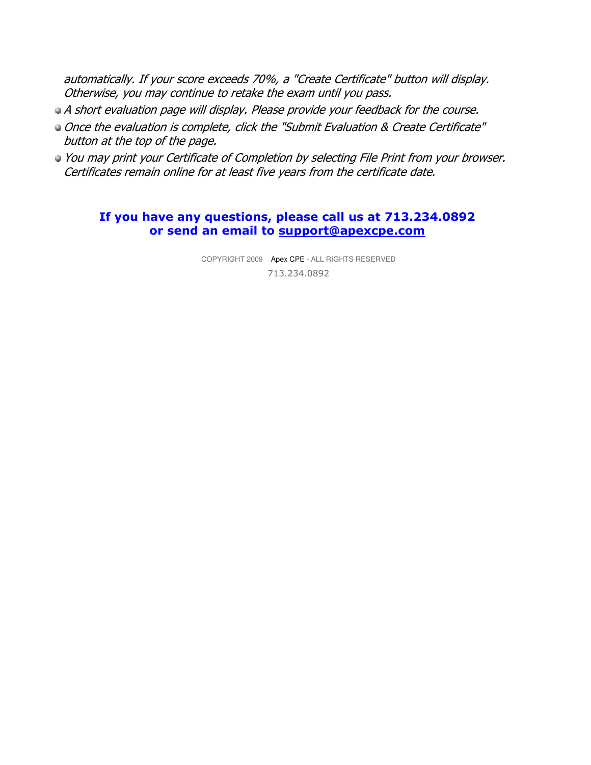*automatically. If your score exceeds 70%, a "Create Certificate" button will display. Otherwise, you may continue to retake the exam until you pass.*

- *A short evaluation page will display. Please provide your feedback for the course.*
- *Once the evaluation is complete, click the "Submit Evaluation & Create Certificate" button at the top of the page.*
- *You may print your Certificate of Completion by selecting File Print from your browser. Certificates remain online for at least five years from the certificate date.*

**If you have any questions, please call us at 713.234.0892 or send an email to support@apexcpe.com**

COPYRIGHT 2009 Apex CPE - ALL RIGHTS RESERVED

713.234.0892